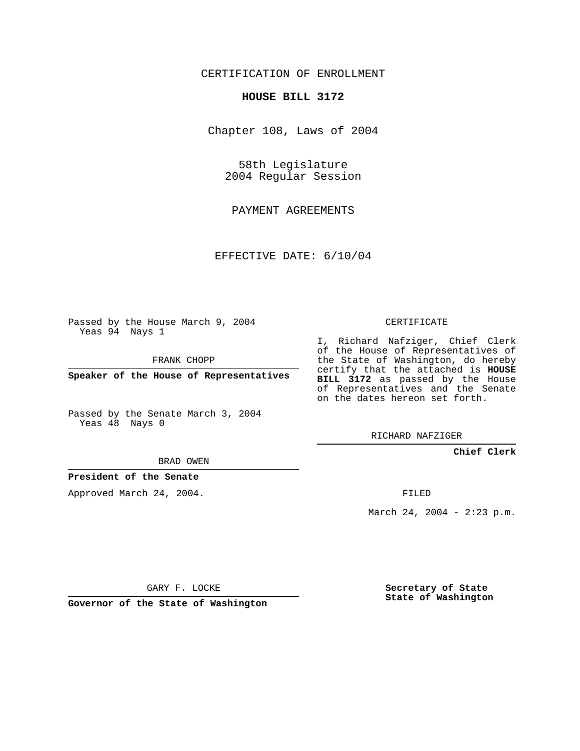CERTIFICATION OF ENROLLMENT

**HOUSE BILL 3172**

Chapter 108, Laws of 2004

58th Legislature
2004 Regular Session

PAYMENT AGREEMENTS

EFFECTIVE DATE: 6/10/04

Passed by the House March 9, 2004
Yeas 94 Nays 1

FRANK CHOPP

**Speaker of the House of Representatives**

Passed by the Senate March 3, 2004
Yeas 48 Nays 0

BRAD OWEN

**President of the Senate**

Approved March 24, 2004.

GARY F. LOCKE

**Governor of the State of Washington**

CERTIFICATE

I, Richard Nafziger, Chief Clerk of the House of Representatives of the State of Washington, do hereby certify that the attached is **HOUSE BILL 3172** as passed by the House of Representatives and the Senate on the dates hereon set forth.

RICHARD NAFZIGER

**Chief Clerk**

FILED

March 24, 2004 - 2:23 p.m.

**Secretary of State**
**State of Washington**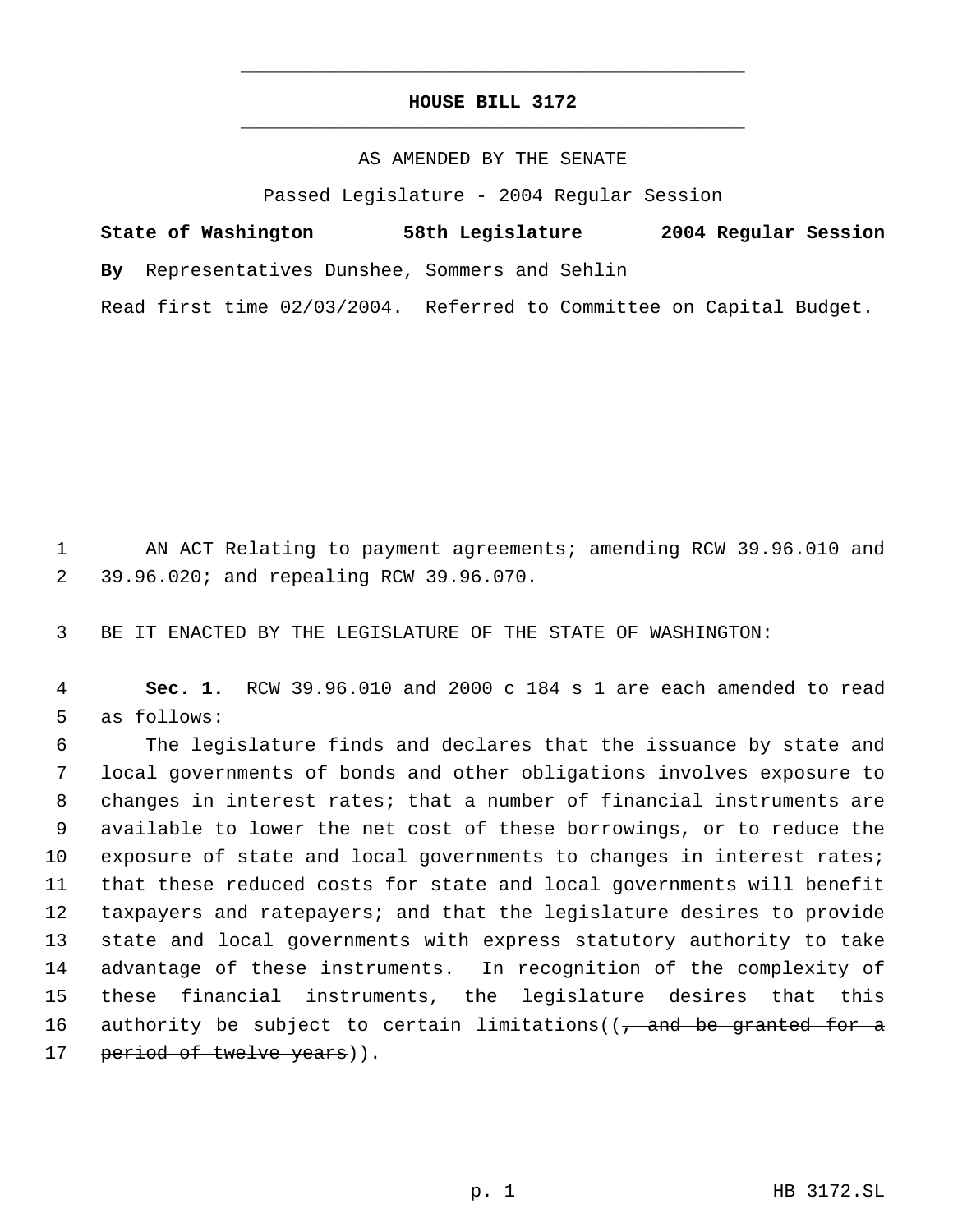# HOUSE BILL 3172

AS AMENDED BY THE SENATE

Passed Legislature - 2004 Regular Session

**State of Washington 58th Legislature 2004 Regular Session**

**By** Representatives Dunshee, Sommers and Sehlin

Read first time 02/03/2004. Referred to Committee on Capital Budget.

AN ACT Relating to payment agreements; amending RCW 39.96.010 and 39.96.020; and repealing RCW 39.96.070.

BE IT ENACTED BY THE LEGISLATURE OF THE STATE OF WASHINGTON:

**Sec. 1.** RCW 39.96.010 and 2000 c 184 s 1 are each amended to read as follows:

The legislature finds and declares that the issuance by state and local governments of bonds and other obligations involves exposure to changes in interest rates; that a number of financial instruments are available to lower the net cost of these borrowings, or to reduce the exposure of state and local governments to changes in interest rates; that these reduced costs for state and local governments will benefit taxpayers and ratepayers; and that the legislature desires to provide state and local governments with express statutory authority to take advantage of these instruments. In recognition of the complexity of these financial instruments, the legislature desires that this authority be subject to certain limitations((~~, and be granted for a period of twelve years~~)).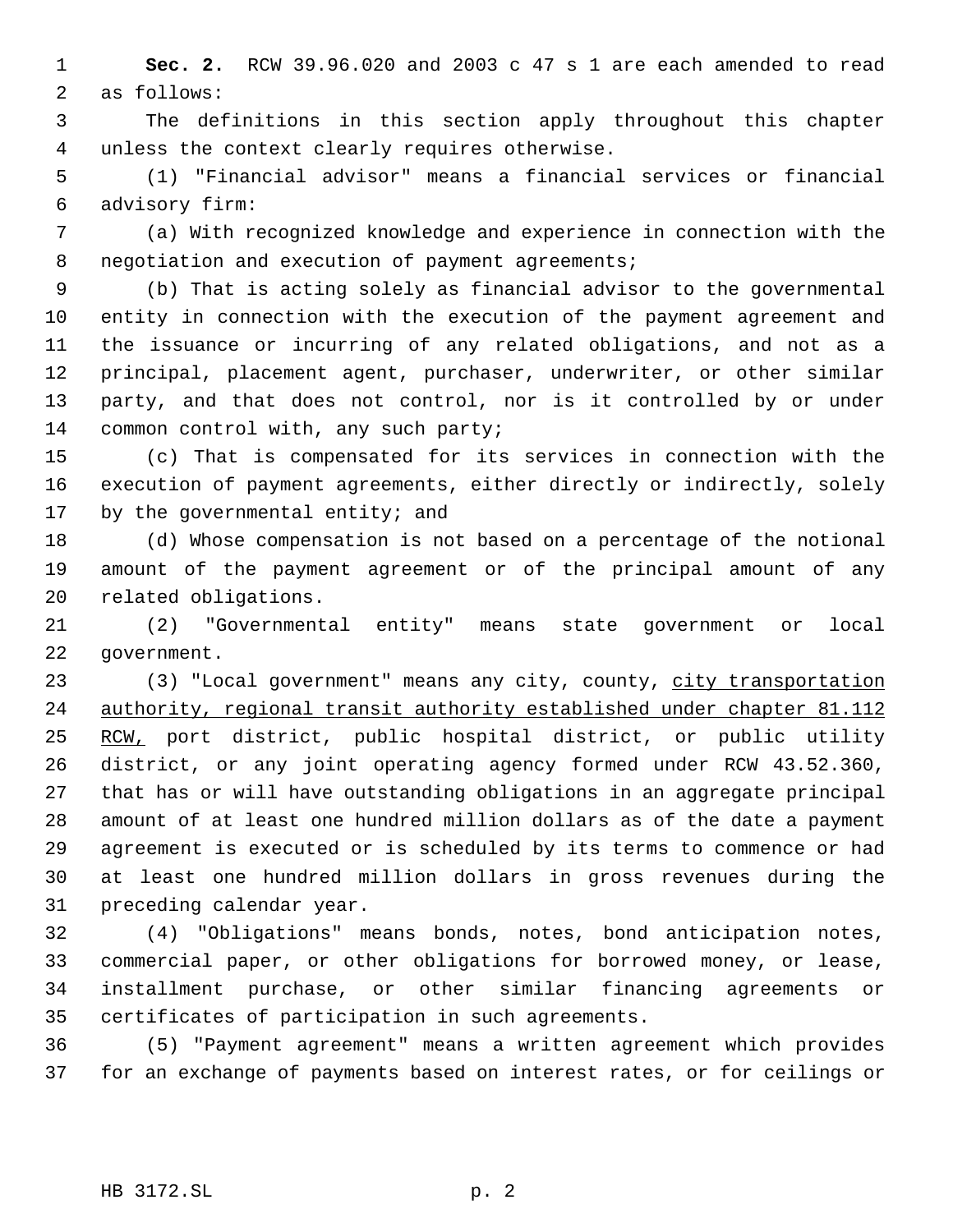**Sec. 2.** RCW 39.96.020 and 2003 c 47 s 1 are each amended to read as follows:

The definitions in this section apply throughout this chapter unless the context clearly requires otherwise.

(1) "Financial advisor" means a financial services or financial advisory firm:

(a) With recognized knowledge and experience in connection with the negotiation and execution of payment agreements;

(b) That is acting solely as financial advisor to the governmental entity in connection with the execution of the payment agreement and the issuance or incurring of any related obligations, and not as a principal, placement agent, purchaser, underwriter, or other similar party, and that does not control, nor is it controlled by or under common control with, any such party;

(c) That is compensated for its services in connection with the execution of payment agreements, either directly or indirectly, solely by the governmental entity; and

(d) Whose compensation is not based on a percentage of the notional amount of the payment agreement or of the principal amount of any related obligations.

(2) "Governmental entity" means state government or local government.

(3) "Local government" means any city, county, city transportation authority, regional transit authority established under chapter 81.112 RCW, port district, public hospital district, or public utility district, or any joint operating agency formed under RCW 43.52.360, that has or will have outstanding obligations in an aggregate principal amount of at least one hundred million dollars as of the date a payment agreement is executed or is scheduled by its terms to commence or had at least one hundred million dollars in gross revenues during the preceding calendar year.

(4) "Obligations" means bonds, notes, bond anticipation notes, commercial paper, or other obligations for borrowed money, or lease, installment purchase, or other similar financing agreements or certificates of participation in such agreements.

(5) "Payment agreement" means a written agreement which provides for an exchange of payments based on interest rates, or for ceilings or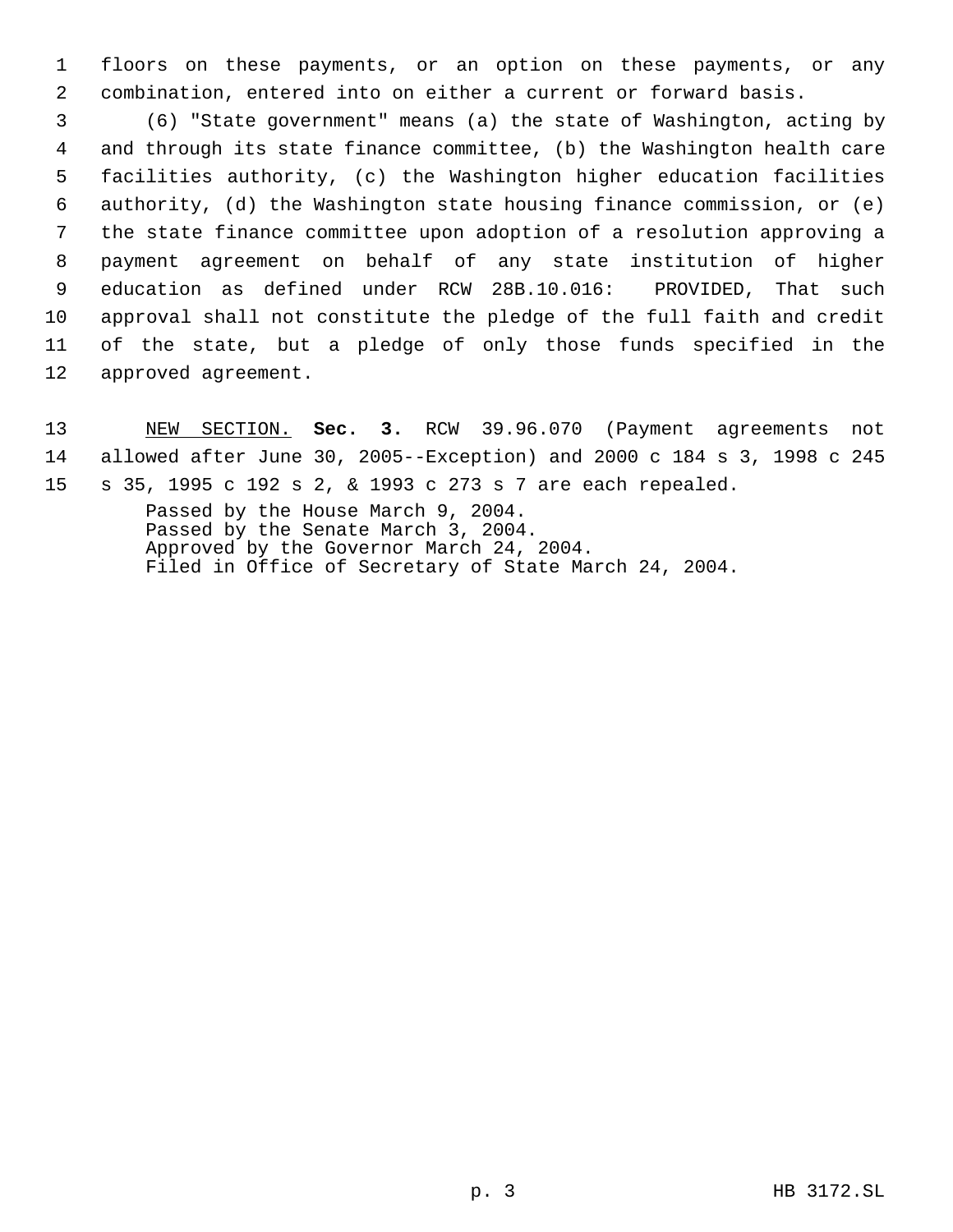floors on these payments, or an option on these payments, or any combination, entered into on either a current or forward basis.

(6) "State government" means (a) the state of Washington, acting by and through its state finance committee, (b) the Washington health care facilities authority, (c) the Washington higher education facilities authority, (d) the Washington state housing finance commission, or (e) the state finance committee upon adoption of a resolution approving a payment agreement on behalf of any state institution of higher education as defined under RCW 28B.10.016: PROVIDED, That such approval shall not constitute the pledge of the full faith and credit of the state, but a pledge of only those funds specified in the approved agreement.

NEW SECTION. **Sec. 3.** RCW 39.96.070 (Payment agreements not allowed after June 30, 2005--Exception) and 2000 c 184 s 3, 1998 c 245 s 35, 1995 c 192 s 2, & 1993 c 273 s 7 are each repealed.

Passed by the House March 9, 2004.
Passed by the Senate March 3, 2004.
Approved by the Governor March 24, 2004.
Filed in Office of Secretary of State March 24, 2004.